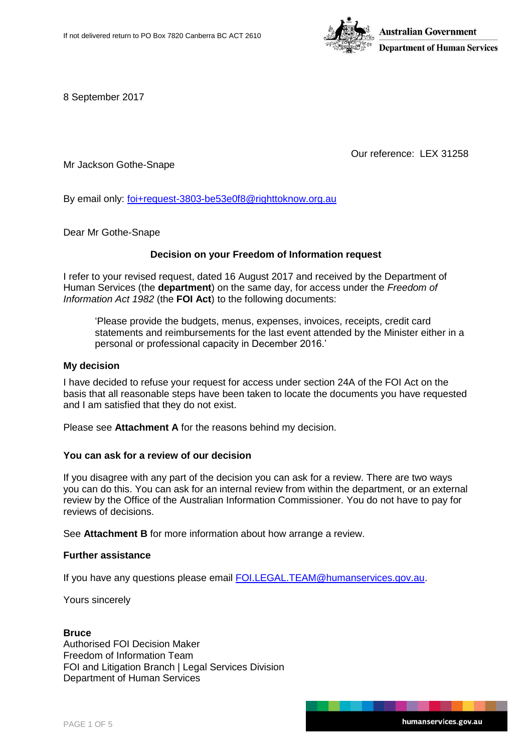If not delivered return to PO Box 7820 Canberra BC ACT 2610

**Australian Government**
**Department of Human Services**

8 September 2017

Our reference: LEX 31258

Mr Jackson Gothe-Snape

By email only: foi+request-3803-be53e0f8@righttoknow.org.au

Dear Mr Gothe-Snape

**Decision on your Freedom of Information request**

I refer to your revised request, dated 16 August 2017 and received by the Department of Human Services (the **department**) on the same day, for access under the *Freedom of Information Act 1982* (the **FOI Act**) to the following documents:

> 'Please provide the budgets, menus, expenses, invoices, receipts, credit card statements and reimbursements for the last event attended by the Minister either in a personal or professional capacity in December 2016.'

### My decision

I have decided to refuse your request for access under section 24A of the FOI Act on the basis that all reasonable steps have been taken to locate the documents you have requested and I am satisfied that they do not exist.

Please see **Attachment A** for the reasons behind my decision.

### You can ask for a review of our decision

If you disagree with any part of the decision you can ask for a review. There are two ways you can do this. You can ask for an internal review from within the department, or an external review by the Office of the Australian Information Commissioner. You do not have to pay for reviews of decisions.

See **Attachment B** for more information about how arrange a review.

### Further assistance

If you have any questions please email FOI.LEGAL.TEAM@humanservices.gov.au.

Yours sincerely

**Bruce**
Authorised FOI Decision Maker
Freedom of Information Team
FOI and Litigation Branch | Legal Services Division
Department of Human Services

humanservices.gov.au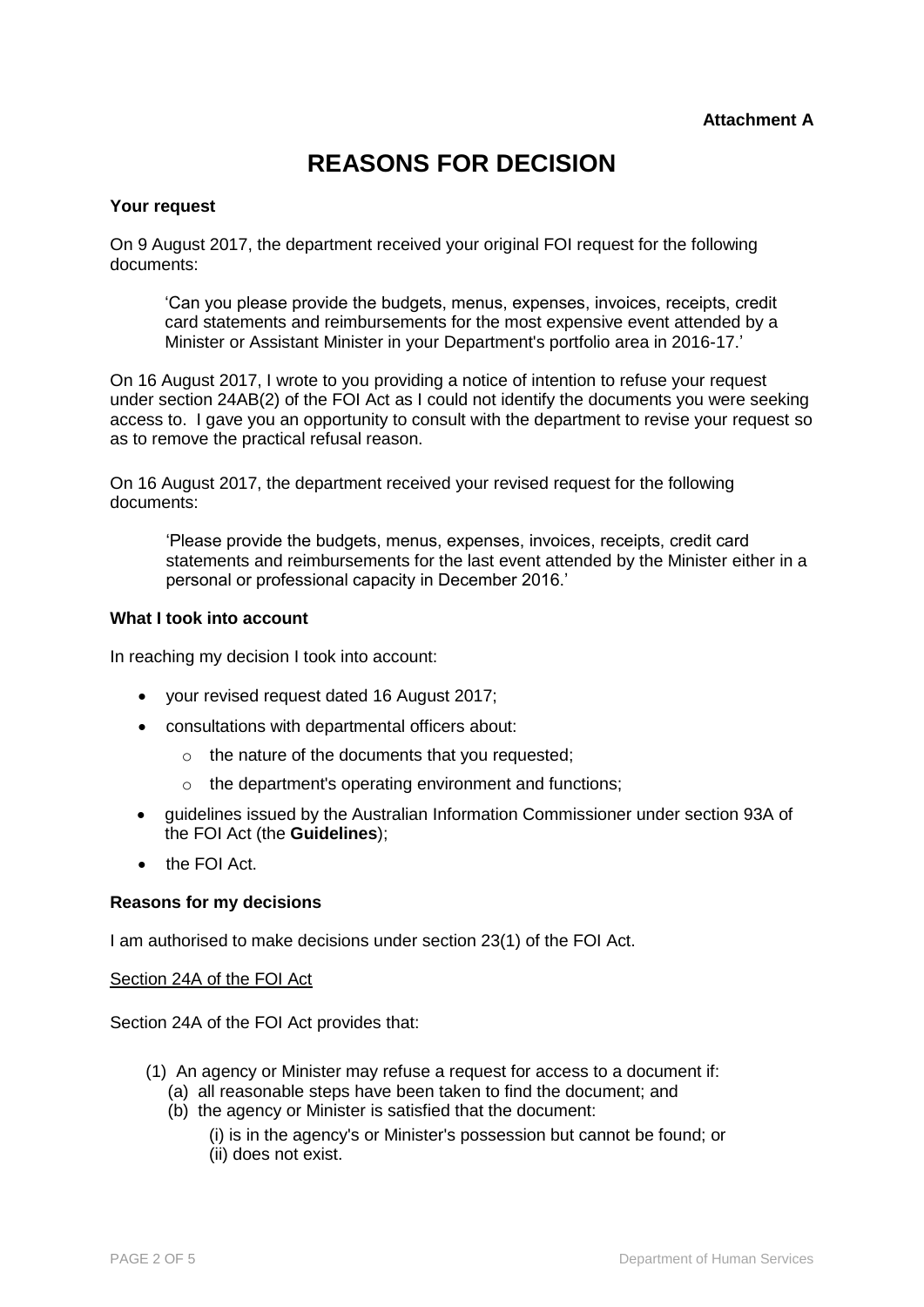**Attachment A**

# REASONS FOR DECISION

**Your request**

On 9 August 2017, the department received your original FOI request for the following documents:

> 'Can you please provide the budgets, menus, expenses, invoices, receipts, credit card statements and reimbursements for the most expensive event attended by a Minister or Assistant Minister in your Department's portfolio area in 2016-17.'

On 16 August 2017, I wrote to you providing a notice of intention to refuse your request under section 24AB(2) of the FOI Act as I could not identify the documents you were seeking access to. I gave you an opportunity to consult with the department to revise your request so as to remove the practical refusal reason.

On 16 August 2017, the department received your revised request for the following documents:

> 'Please provide the budgets, menus, expenses, invoices, receipts, credit card statements and reimbursements for the last event attended by the Minister either in a personal or professional capacity in December 2016.'

**What I took into account**

In reaching my decision I took into account:

- your revised request dated 16 August 2017;
- consultations with departmental officers about:
  - the nature of the documents that you requested;
  - the department's operating environment and functions;
- guidelines issued by the Australian Information Commissioner under section 93A of the FOI Act (the **Guidelines**);
- the FOI Act.

**Reasons for my decisions**

I am authorised to make decisions under section 23(1) of the FOI Act.

<u>Section 24A of the FOI Act</u>

Section 24A of the FOI Act provides that:

(1) An agency or Minister may refuse a request for access to a document if:
  (a) all reasonable steps have been taken to find the document; and
  (b) the agency or Minister is satisfied that the document:
    (i) is in the agency's or Minister's possession but cannot be found; or
    (ii) does not exist.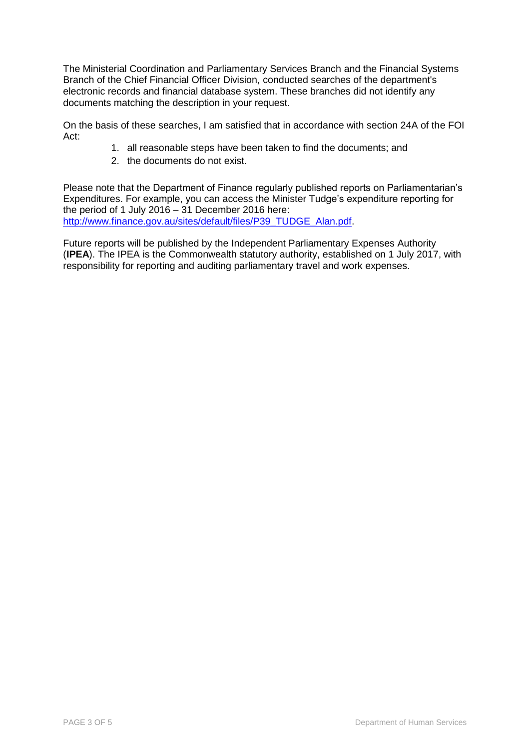The Ministerial Coordination and Parliamentary Services Branch and the Financial Systems Branch of the Chief Financial Officer Division, conducted searches of the department's electronic records and financial database system. These branches did not identify any documents matching the description in your request.

On the basis of these searches, I am satisfied that in accordance with section 24A of the FOI Act:

1. all reasonable steps have been taken to find the documents; and
2. the documents do not exist.

Please note that the Department of Finance regularly published reports on Parliamentarian's Expenditures. For example, you can access the Minister Tudge's expenditure reporting for the period of 1 July 2016 – 31 December 2016 here: [http://www.finance.gov.au/sites/default/files/P39_TUDGE_Alan.pdf](http://www.finance.gov.au/sites/default/files/P39_TUDGE_Alan.pdf).

Future reports will be published by the Independent Parliamentary Expenses Authority (**IPEA**). The IPEA is the Commonwealth statutory authority, established on 1 July 2017, with responsibility for reporting and auditing parliamentary travel and work expenses.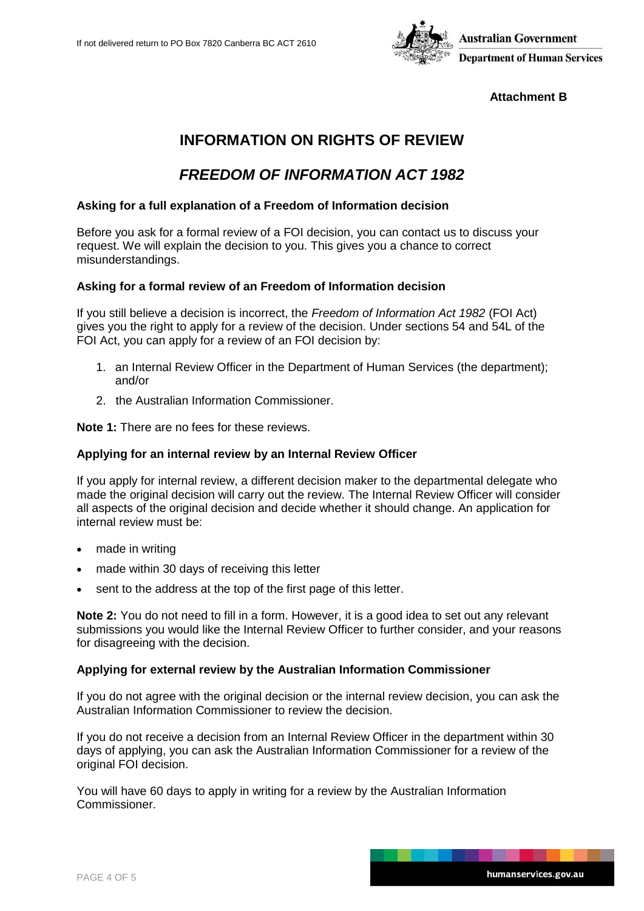If not delivered return to PO Box 7820 Canberra BC ACT 2610

Australian Government
Department of Human Services

**Attachment B**

# INFORMATION ON RIGHTS OF REVIEW

# *FREEDOM OF INFORMATION ACT 1982*

### Asking for a full explanation of a Freedom of Information decision

Before you ask for a formal review of a FOI decision, you can contact us to discuss your request. We will explain the decision to you. This gives you a chance to correct misunderstandings.

### Asking for a formal review of an Freedom of Information decision

If you still believe a decision is incorrect, the *Freedom of Information Act 1982* (FOI Act) gives you the right to apply for a review of the decision. Under sections 54 and 54L of the FOI Act, you can apply for a review of an FOI decision by:

1. an Internal Review Officer in the Department of Human Services (the department); and/or
2. the Australian Information Commissioner.

**Note 1:** There are no fees for these reviews.

### Applying for an internal review by an Internal Review Officer

If you apply for internal review, a different decision maker to the departmental delegate who made the original decision will carry out the review. The Internal Review Officer will consider all aspects of the original decision and decide whether it should change. An application for internal review must be:

- made in writing
- made within 30 days of receiving this letter
- sent to the address at the top of the first page of this letter.

**Note 2:** You do not need to fill in a form. However, it is a good idea to set out any relevant submissions you would like the Internal Review Officer to further consider, and your reasons for disagreeing with the decision.

### Applying for external review by the Australian Information Commissioner

If you do not agree with the original decision or the internal review decision, you can ask the Australian Information Commissioner to review the decision.

If you do not receive a decision from an Internal Review Officer in the department within 30 days of applying, you can ask the Australian Information Commissioner for a review of the original FOI decision.

You will have 60 days to apply in writing for a review by the Australian Information Commissioner.

humanservices.gov.au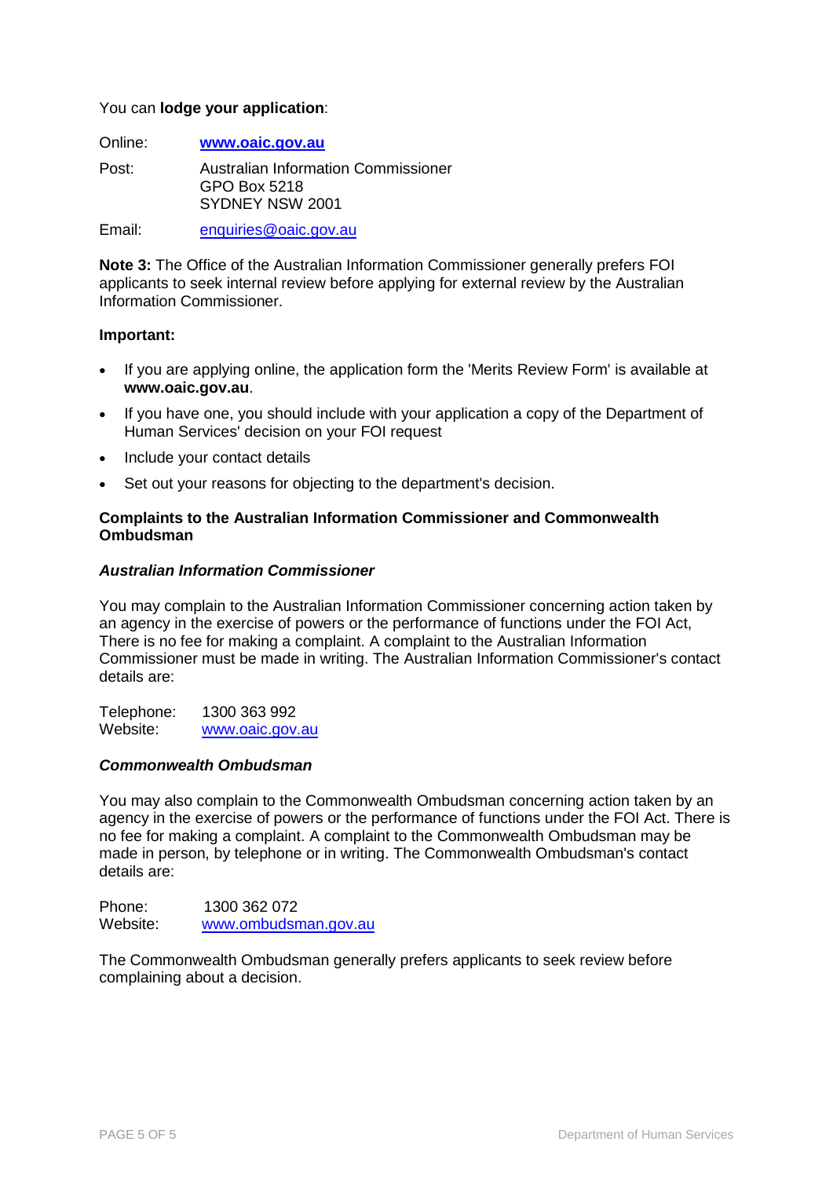You can **lodge your application**:

Online: **www.oaic.gov.au**

Post: Australian Information Commissioner
GPO Box 5218
SYDNEY NSW 2001

Email: enquiries@oaic.gov.au

**Note 3:** The Office of the Australian Information Commissioner generally prefers FOI applicants to seek internal review before applying for external review by the Australian Information Commissioner.

**Important:**

- If you are applying online, the application form the 'Merits Review Form' is available at **www.oaic.gov.au**.
- If you have one, you should include with your application a copy of the Department of Human Services' decision on your FOI request
- Include your contact details
- Set out your reasons for objecting to the department's decision.

**Complaints to the Australian Information Commissioner and Commonwealth Ombudsman**

***Australian Information Commissioner***

You may complain to the Australian Information Commissioner concerning action taken by an agency in the exercise of powers or the performance of functions under the FOI Act, There is no fee for making a complaint. A complaint to the Australian Information Commissioner must be made in writing. The Australian Information Commissioner's contact details are:

Telephone: 1300 363 992
Website: www.oaic.gov.au

***Commonwealth Ombudsman***

You may also complain to the Commonwealth Ombudsman concerning action taken by an agency in the exercise of powers or the performance of functions under the FOI Act. There is no fee for making a complaint. A complaint to the Commonwealth Ombudsman may be made in person, by telephone or in writing. The Commonwealth Ombudsman's contact details are:

Phone: 1300 362 072
Website: www.ombudsman.gov.au

The Commonwealth Ombudsman generally prefers applicants to seek review before complaining about a decision.